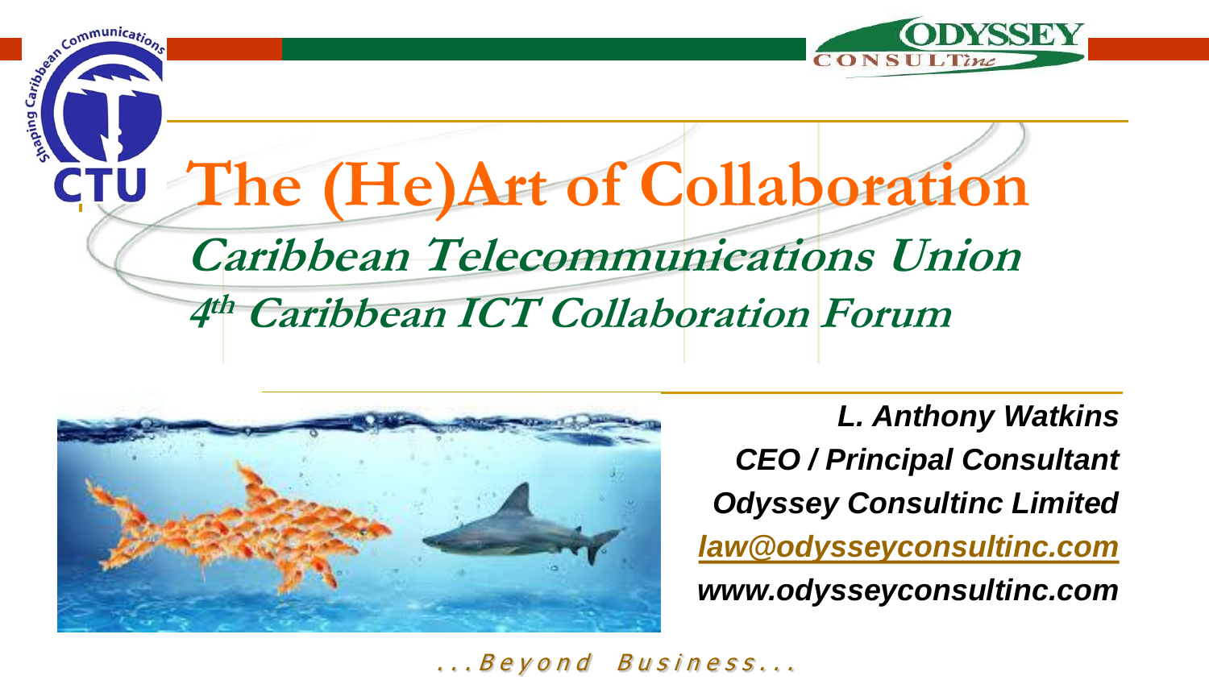# The (He)Art of Collaboration

## Caribbean Telecommunications Union

## 4th Caribbean ICT Collaboration Forum

***L. Anthony Watkins***

***CEO / Principal Consultant***

***Odyssey Consultinc Limited***

***law@odysseyconsultinc.com***

***www.odysseyconsultinc.com***

*...Beyond Business...*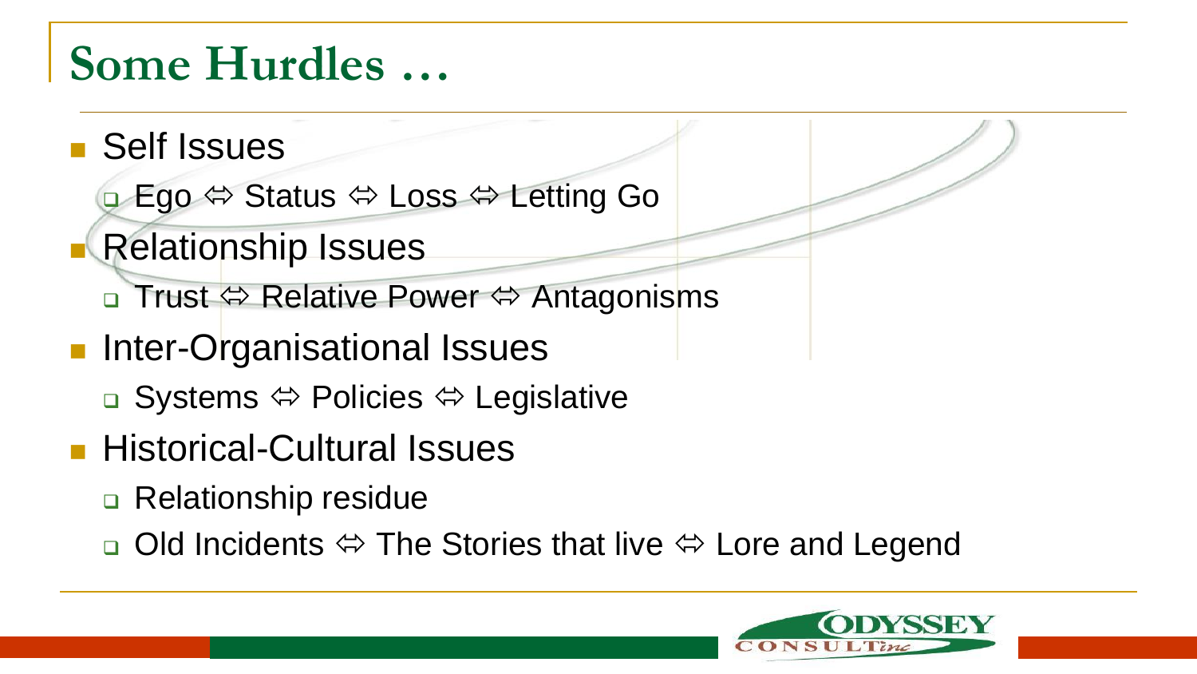# Some Hurdles …

- Self Issues
  - Ego ⇔ Status ⇔ Loss ⇔ Letting Go
- Relationship Issues
  - Trust ⇔ Relative Power ⇔ Antagonisms
- Inter-Organisational Issues
  - Systems ⇔ Policies ⇔ Legislative
- Historical-Cultural Issues
  - Relationship residue
  - Old Incidents ⇔ The Stories that live ⇔ Lore and Legend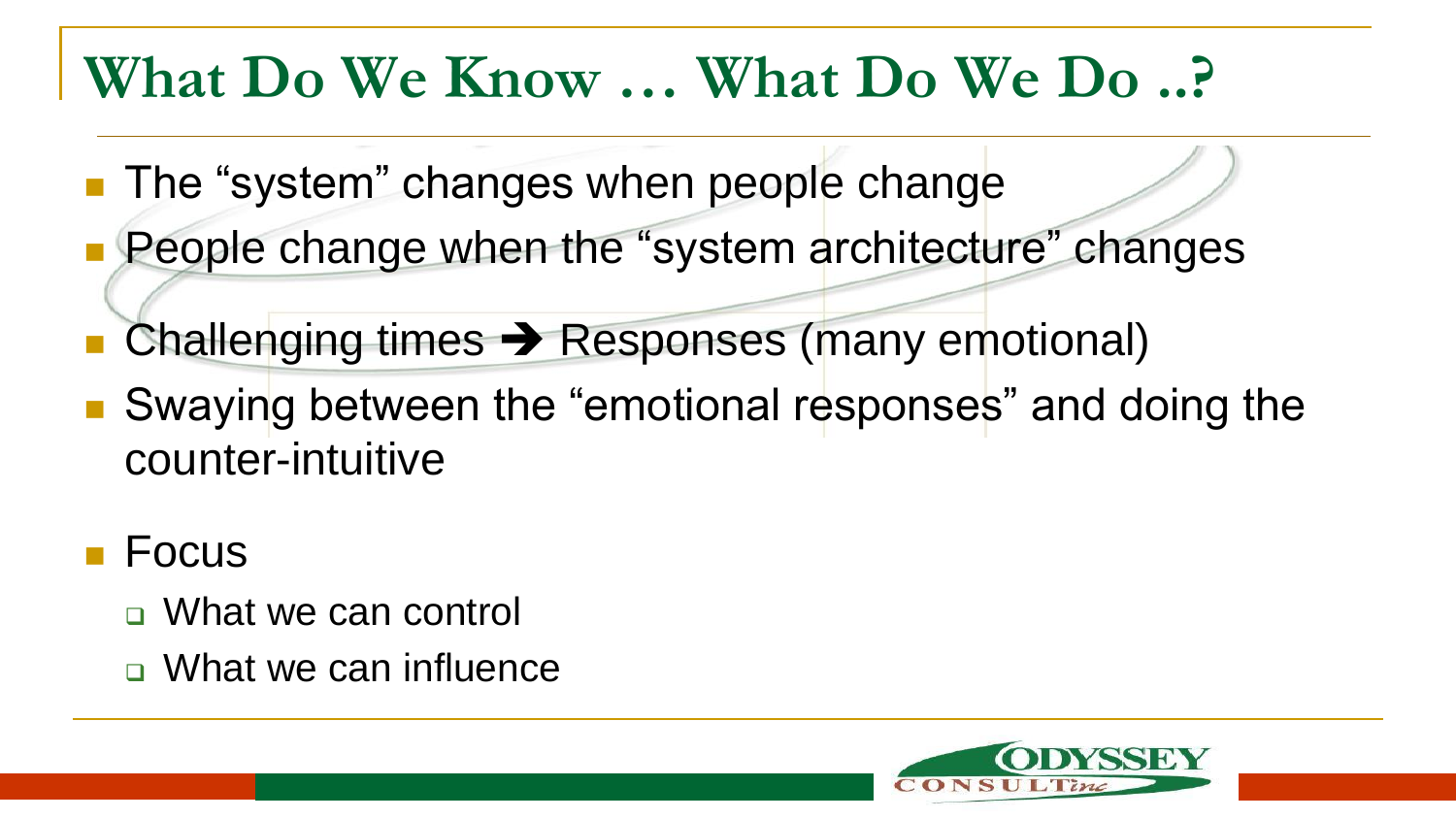# What Do We Know … What Do We Do ..?

- The "system" changes when people change
- People change when the "system architecture" changes
- Challenging times ➔ Responses (many emotional)
- Swaying between the "emotional responses" and doing the counter-intuitive
- Focus
  - What we can control
  - What we can influence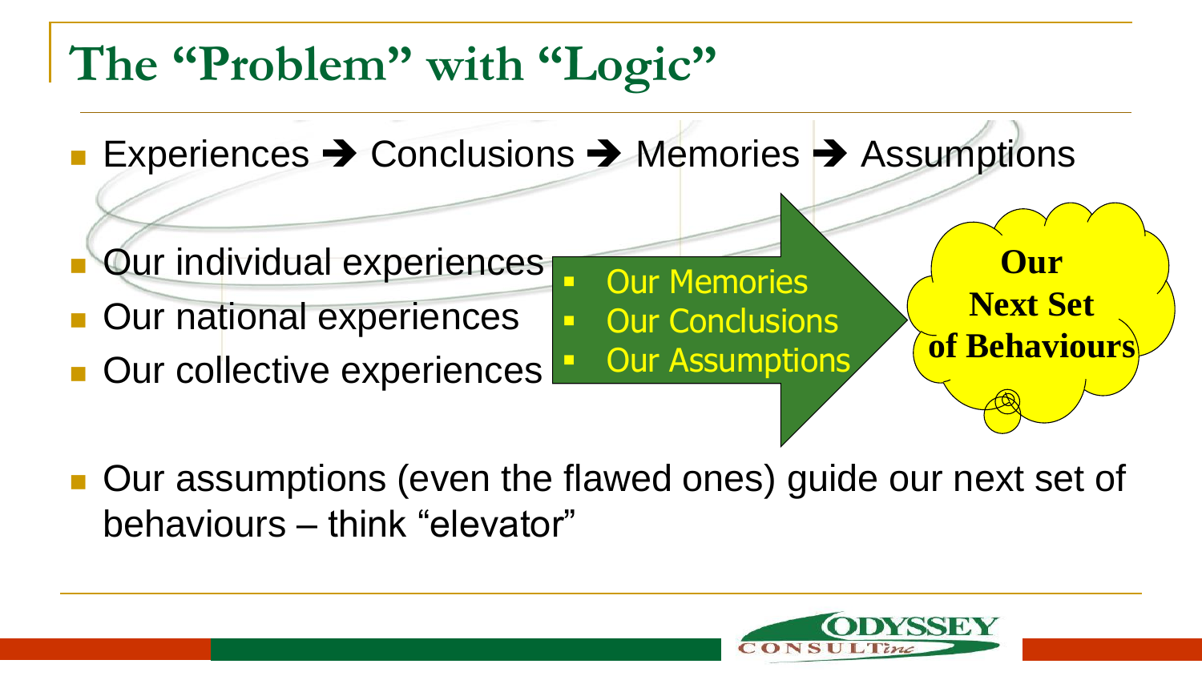# The "Problem" with "Logic"

- Experiences ➔ Conclusions ➔ Memories ➔ Assumptions
- Our individual experiences
- Our national experiences
- Our collective experiences

- Our Memories
- Our Conclusions
- Our Assumptions

**Our Next Set of Behaviours**

- Our assumptions (even the flawed ones) guide our next set of behaviours – think "elevator"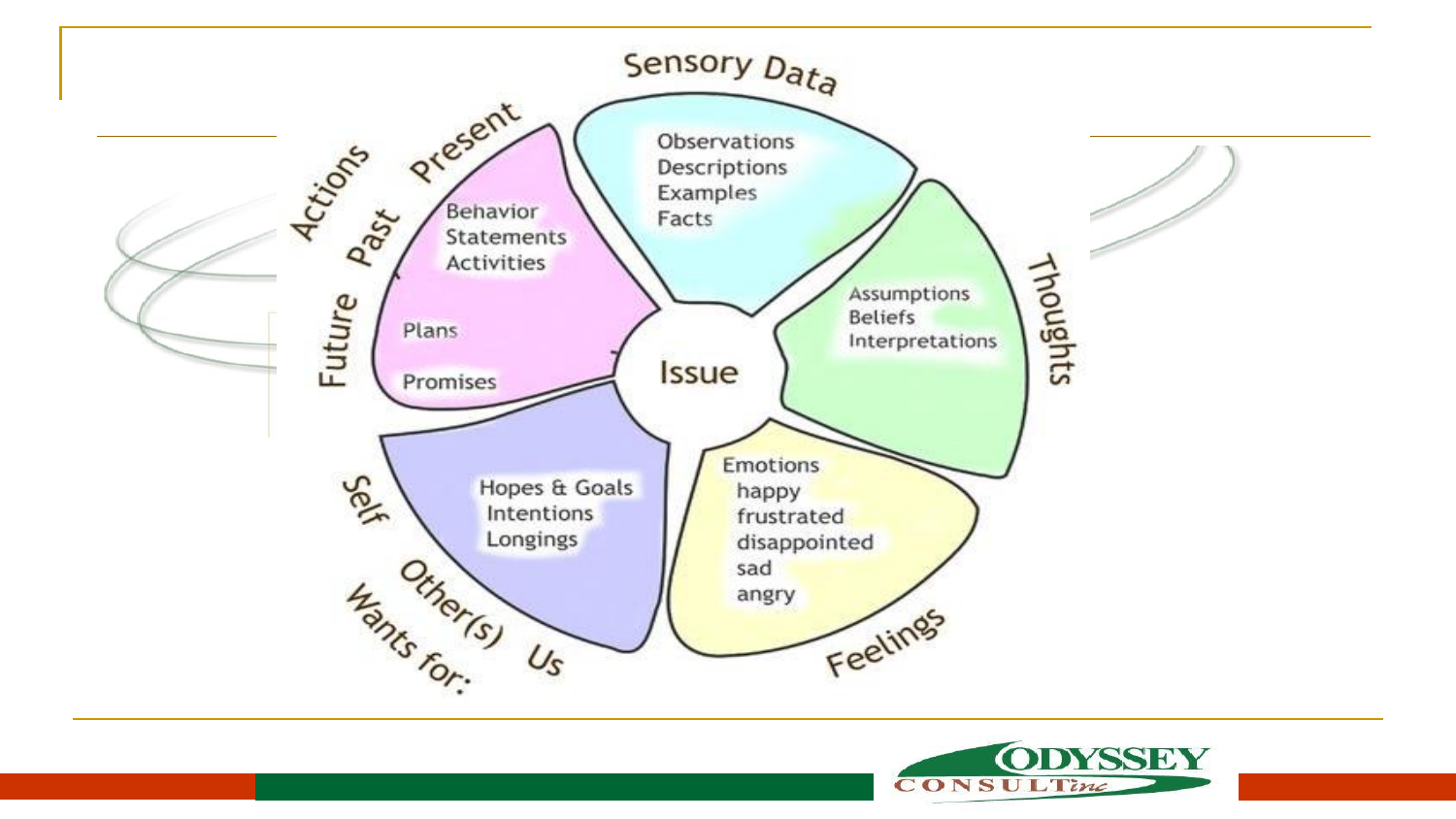Sensory Data

Observations
Descriptions
Examples
Facts

Thoughts

Assumptions
Beliefs
Interpretations

Feelings

Emotions
happy
frustrated
disappointed
sad
angry

Wants for: Self Other(s) Us

Hopes & Goals
Intentions
Longings

Actions: Past Present Future

Behavior
Statements
Activities

Plans

Promises

Issue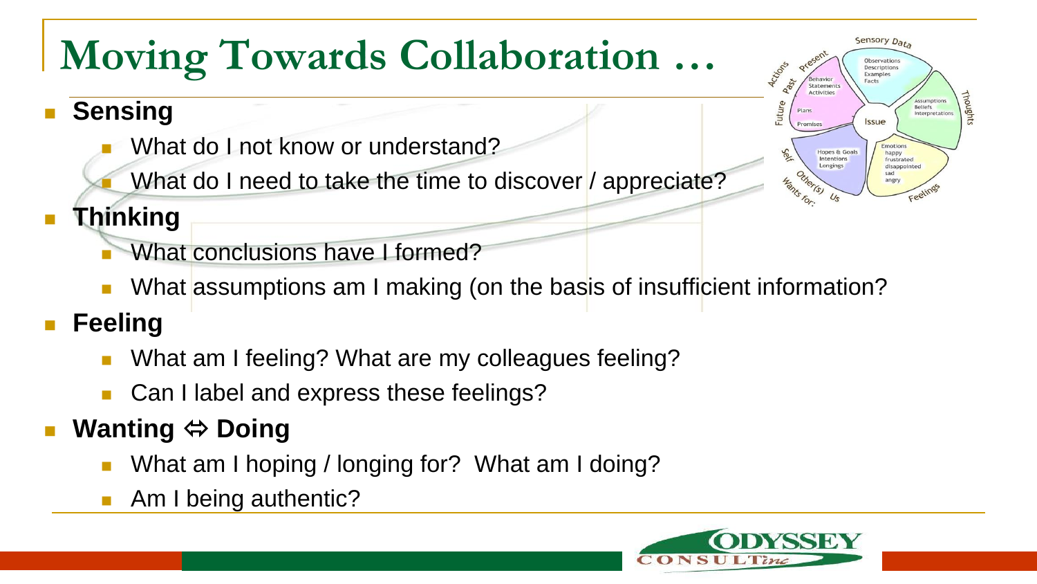# Moving Towards Collaboration …

- **Sensing**
  - What do I not know or understand?
  - What do I need to take the time to discover / appreciate?
- **Thinking**
  - What conclusions have I formed?
  - What assumptions am I making (on the basis of insufficient information?
- **Feeling**
  - What am I feeling? What are my colleagues feeling?
  - Can I label and express these feelings?
- **Wanting ⇔ Doing**
  - What am I hoping / longing for? What am I doing?
  - Am I being authentic?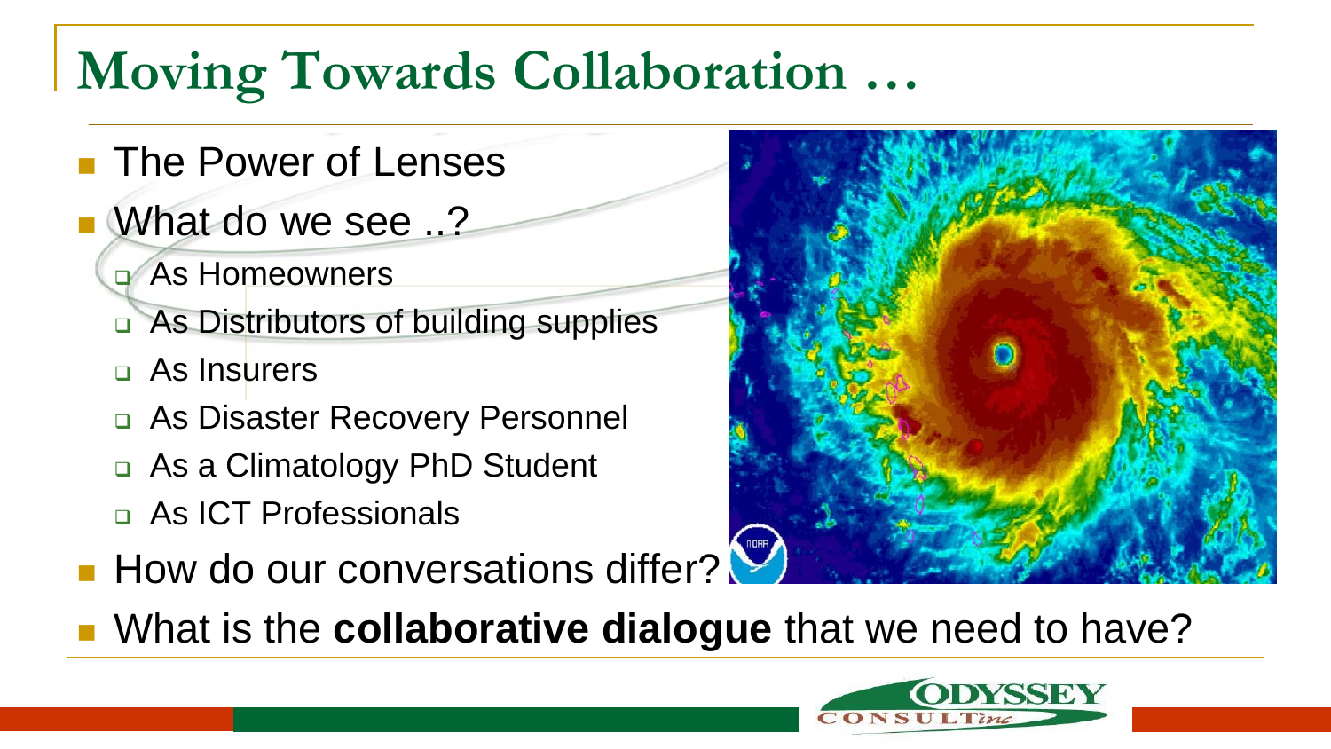# Moving Towards Collaboration …

- The Power of Lenses
- What do we see ..?
  - As Homeowners
  - As Distributors of building supplies
  - As Insurers
  - As Disaster Recovery Personnel
  - As a Climatology PhD Student
  - As ICT Professionals
- How do our conversations differ?
- What is the **collaborative dialogue** that we need to have?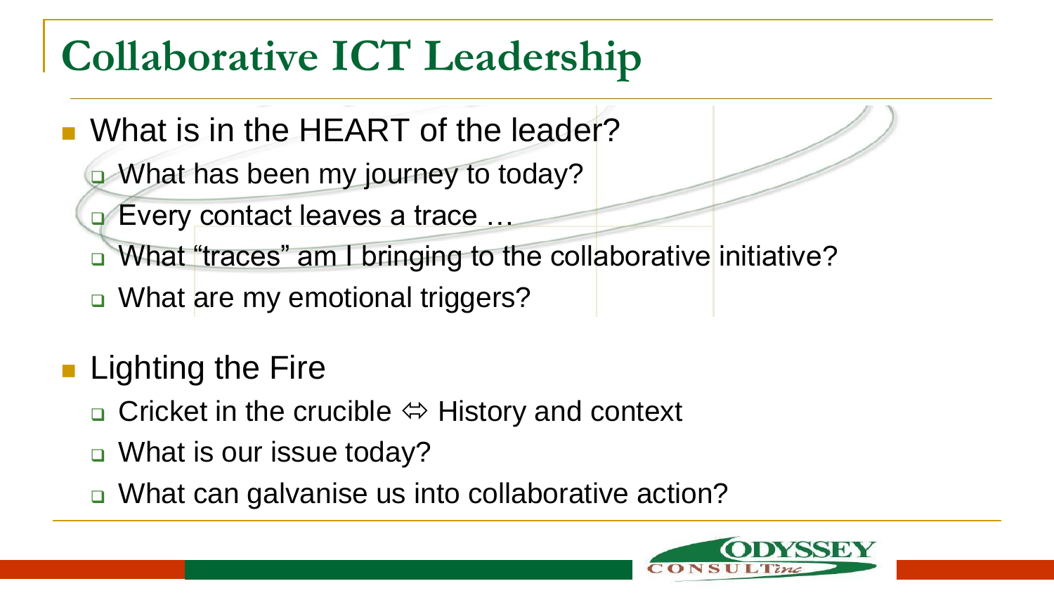# Collaborative ICT Leadership

- What is in the HEART of the leader?
  - What has been my journey to today?
  - Every contact leaves a trace …
  - What “traces” am I bringing to the collaborative initiative?
  - What are my emotional triggers?
- Lighting the Fire
  - Cricket in the crucible ⇔ History and context
  - What is our issue today?
  - What can galvanise us into collaborative action?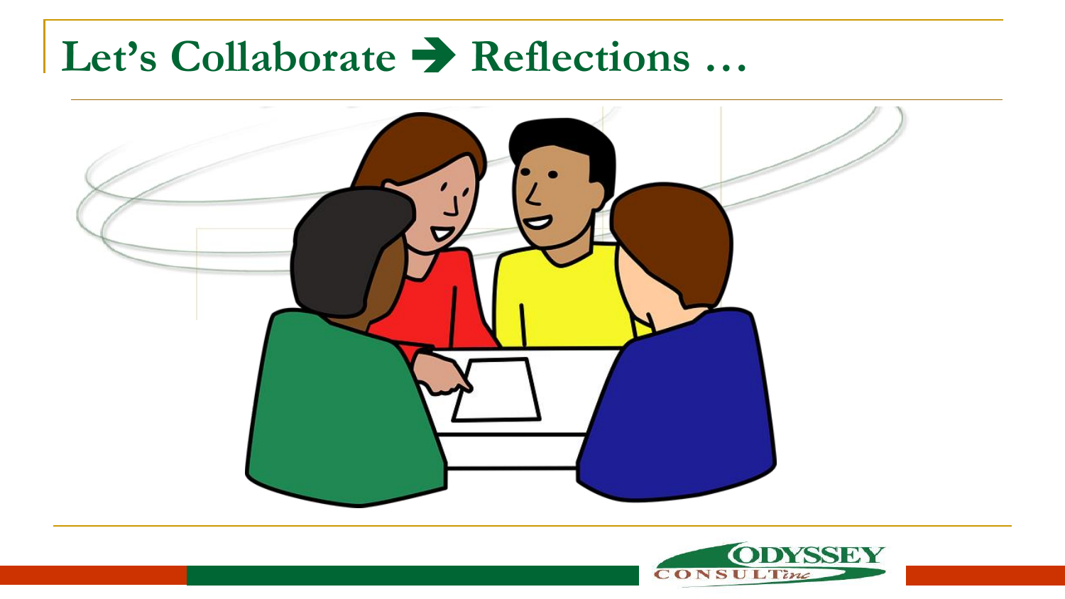# Let's Collaborate ➔ Reflections …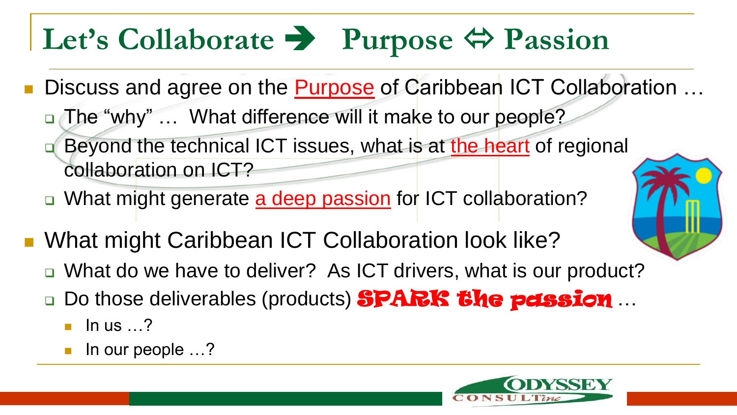# Let's Collaborate ➔ Purpose ⇔ Passion

- Discuss and agree on the Purpose of Caribbean ICT Collaboration …
  - The "why" … What difference will it make to our people?
  - Beyond the technical ICT issues, what is at the heart of regional collaboration on ICT?
  - What might generate a deep passion for ICT collaboration?
- What might Caribbean ICT Collaboration look like?
  - What do we have to deliver? As ICT drivers, what is our product?
  - Do those deliverables (products) **SPARK the passion** …
    - In us …?
    - In our people …?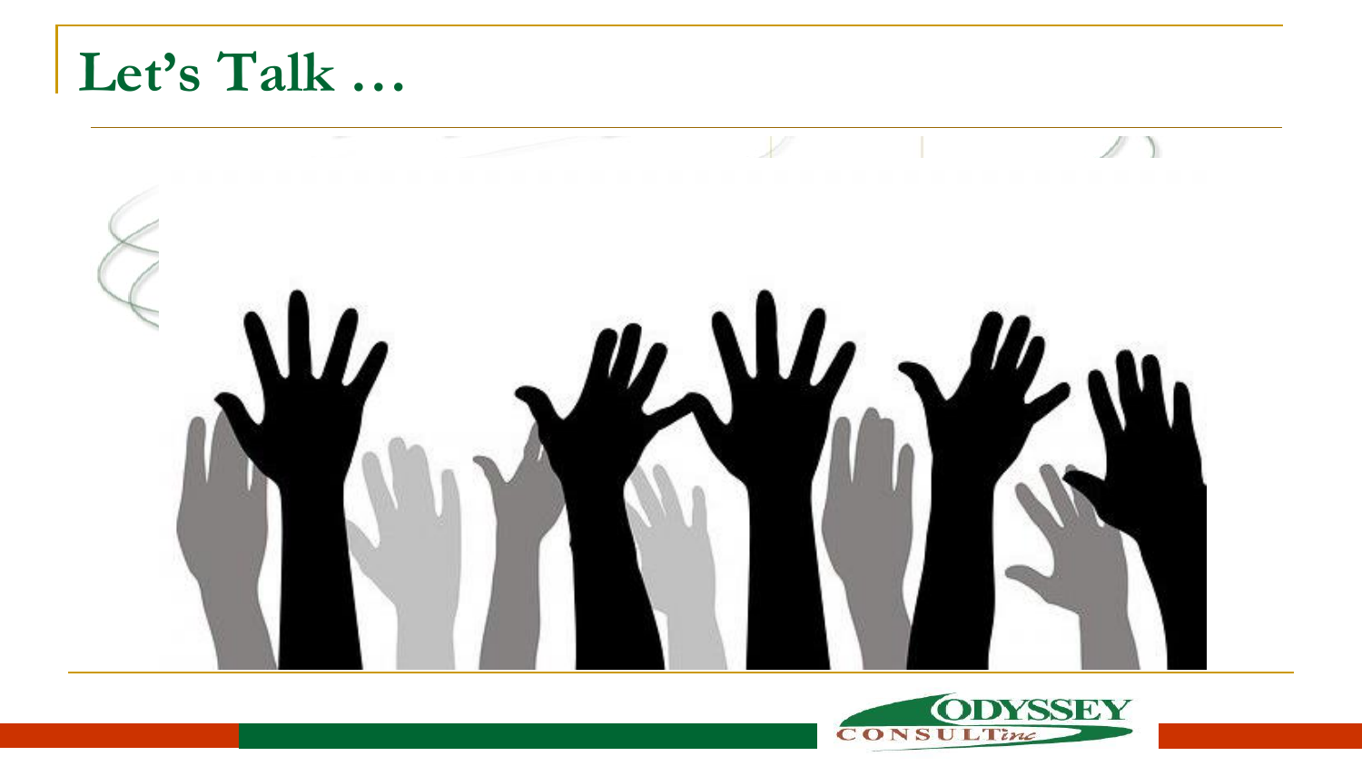# Let's Talk …